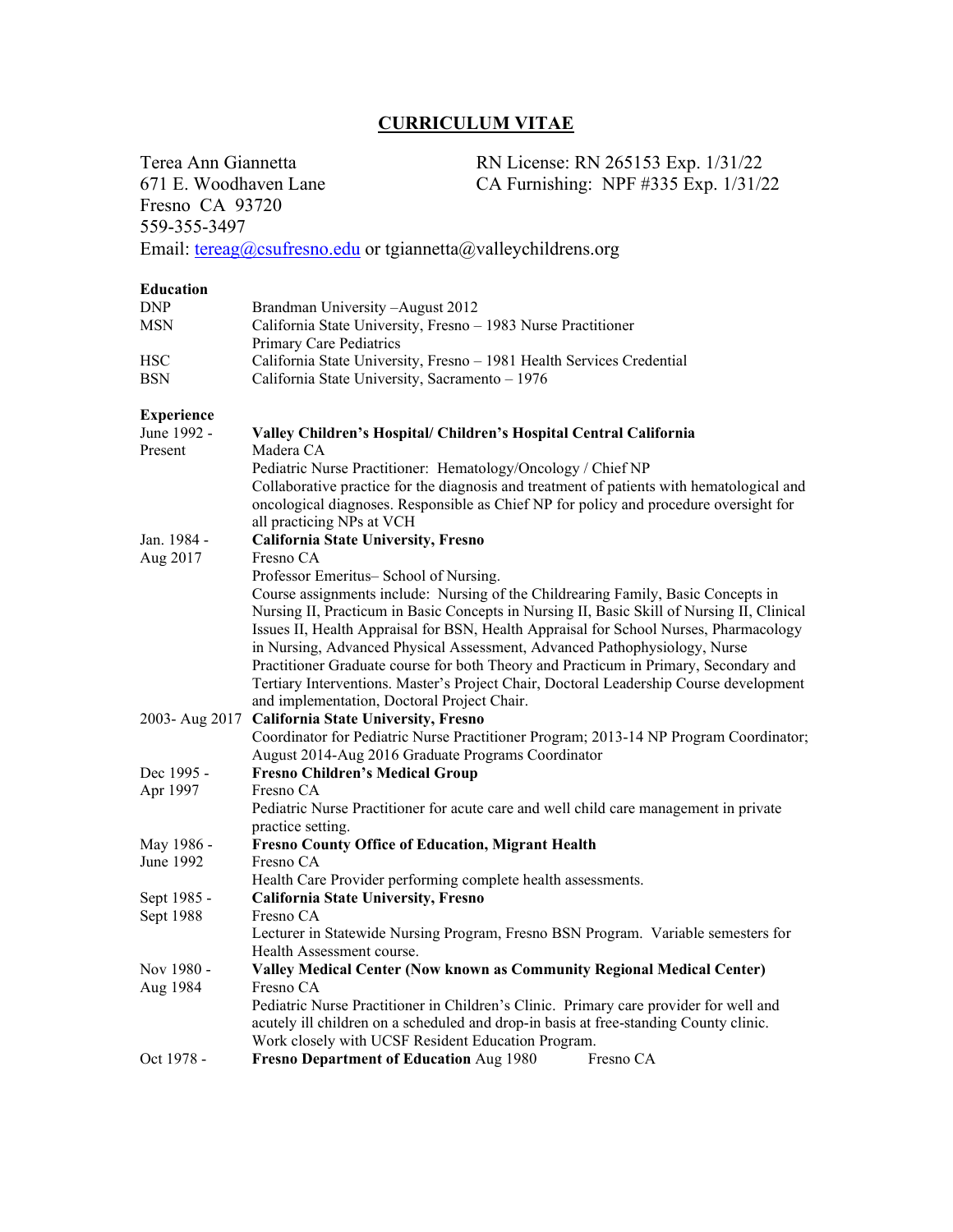# CURRICULUM VITAE

Terea Ann Giannetta
671 E. Woodhaven Lane
Fresno CA 93720
559-355-3497
Email: tereag@csufresno.edu or tgiannetta@valleychildrens.org

RN License: RN 265153 Exp. 1/31/22
CA Furnishing: NPF #335 Exp. 1/31/22

**Education**

| | |
|---|---|
| DNP | Brandman University –August 2012 |
| MSN | California State University, Fresno – 1983 Nurse Practitioner Primary Care Pediatrics |
| HSC | California State University, Fresno – 1981 Health Services Credential |
| BSN | California State University, Sacramento – 1976 |

**Experience**

June 1992 - Present
**Valley Children's Hospital/ Children's Hospital Central California**
Madera CA
Pediatric Nurse Practitioner: Hematology/Oncology / Chief NP
Collaborative practice for the diagnosis and treatment of patients with hematological and oncological diagnoses. Responsible as Chief NP for policy and procedure oversight for all practicing NPs at VCH

Jan. 1984 - Aug 2017
**California State University, Fresno**
Fresno CA
Professor Emeritus– School of Nursing.
Course assignments include: Nursing of the Childrearing Family, Basic Concepts in Nursing II, Practicum in Basic Concepts in Nursing II, Basic Skill of Nursing II, Clinical Issues II, Health Appraisal for BSN, Health Appraisal for School Nurses, Pharmacology in Nursing, Advanced Physical Assessment, Advanced Pathophysiology, Nurse Practitioner Graduate course for both Theory and Practicum in Primary, Secondary and Tertiary Interventions. Master's Project Chair, Doctoral Leadership Course development and implementation, Doctoral Project Chair.

2003- Aug 2017
**California State University, Fresno**
Coordinator for Pediatric Nurse Practitioner Program; 2013-14 NP Program Coordinator; August 2014-Aug 2016 Graduate Programs Coordinator

Dec 1995 - Apr 1997
**Fresno Children's Medical Group**
Fresno CA
Pediatric Nurse Practitioner for acute care and well child care management in private practice setting.

May 1986 - June 1992
**Fresno County Office of Education, Migrant Health**
Fresno CA
Health Care Provider performing complete health assessments.

Sept 1985 - Sept 1988
**California State University, Fresno**
Fresno CA
Lecturer in Statewide Nursing Program, Fresno BSN Program. Variable semesters for Health Assessment course.

Nov 1980 - Aug 1984
**Valley Medical Center (Now known as Community Regional Medical Center)**
Fresno CA
Pediatric Nurse Practitioner in Children's Clinic. Primary care provider for well and acutely ill children on a scheduled and drop-in basis at free-standing County clinic. Work closely with UCSF Resident Education Program.

Oct 1978 - Aug 1980
**Fresno Department of Education** Fresno CA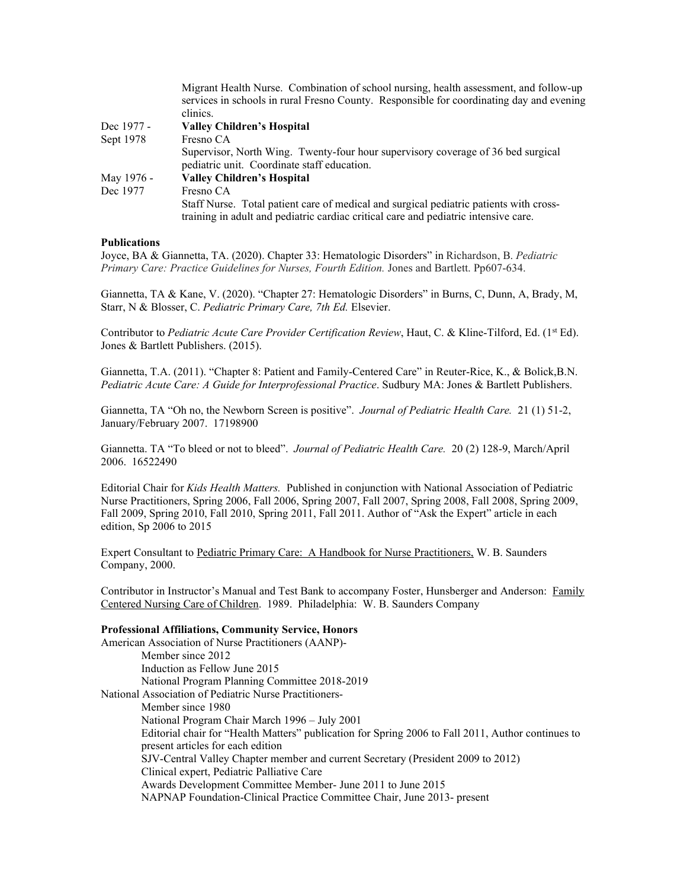Migrant Health Nurse. Combination of school nursing, health assessment, and follow-up services in schools in rural Fresno County. Responsible for coordinating day and evening clinics.

| | |
|---|---|
| Dec 1977 - Sept 1978 | **Valley Children's Hospital**<br>Fresno CA<br>Supervisor, North Wing. Twenty-four hour supervisory coverage of 36 bed surgical pediatric unit. Coordinate staff education. |
| May 1976 - Dec 1977 | **Valley Children's Hospital**<br>Fresno CA<br>Staff Nurse. Total patient care of medical and surgical pediatric patients with cross-training in adult and pediatric cardiac critical care and pediatric intensive care. |

**Publications**

Joyce, BA & Giannetta, TA. (2020). Chapter 33: Hematologic Disorders" in Richardson, B. *Pediatric Primary Care: Practice Guidelines for Nurses, Fourth Edition.* Jones and Bartlett. Pp607-634.

Giannetta, TA & Kane, V. (2020). "Chapter 27: Hematologic Disorders" in Burns, C, Dunn, A, Brady, M, Starr, N & Blosser, C. *Pediatric Primary Care, 7th Ed.* Elsevier.

Contributor to *Pediatric Acute Care Provider Certification Review*, Haut, C. & Kline-Tilford, Ed. (1st Ed). Jones & Bartlett Publishers. (2015).

Giannetta, T.A. (2011). "Chapter 8: Patient and Family-Centered Care" in Reuter-Rice, K., & Bolick,B.N. *Pediatric Acute Care: A Guide for Interprofessional Practice*. Sudbury MA: Jones & Bartlett Publishers.

Giannetta, TA "Oh no, the Newborn Screen is positive". *Journal of Pediatric Health Care.* 21 (1) 51-2, January/February 2007. 17198900

Giannetta. TA "To bleed or not to bleed". *Journal of Pediatric Health Care.* 20 (2) 128-9, March/April 2006. 16522490

Editorial Chair for *Kids Health Matters.* Published in conjunction with National Association of Pediatric Nurse Practitioners, Spring 2006, Fall 2006, Spring 2007, Fall 2007, Spring 2008, Fall 2008, Spring 2009, Fall 2009, Spring 2010, Fall 2010, Spring 2011, Fall 2011. Author of "Ask the Expert" article in each edition, Sp 2006 to 2015

Expert Consultant to Pediatric Primary Care: A Handbook for Nurse Practitioners, W. B. Saunders Company, 2000.

Contributor in Instructor's Manual and Test Bank to accompany Foster, Hunsberger and Anderson: Family Centered Nursing Care of Children. 1989. Philadelphia: W. B. Saunders Company

**Professional Affiliations, Community Service, Honors**

American Association of Nurse Practitioners (AANP)-

- Member since 2012
- Induction as Fellow June 2015
- National Program Planning Committee 2018-2019

National Association of Pediatric Nurse Practitioners-

- Member since 1980
- National Program Chair March 1996 – July 2001
- Editorial chair for "Health Matters" publication for Spring 2006 to Fall 2011, Author continues to present articles for each edition
- SJV-Central Valley Chapter member and current Secretary (President 2009 to 2012)
- Clinical expert, Pediatric Palliative Care
- Awards Development Committee Member- June 2011 to June 2015
- NAPNAP Foundation-Clinical Practice Committee Chair, June 2013- present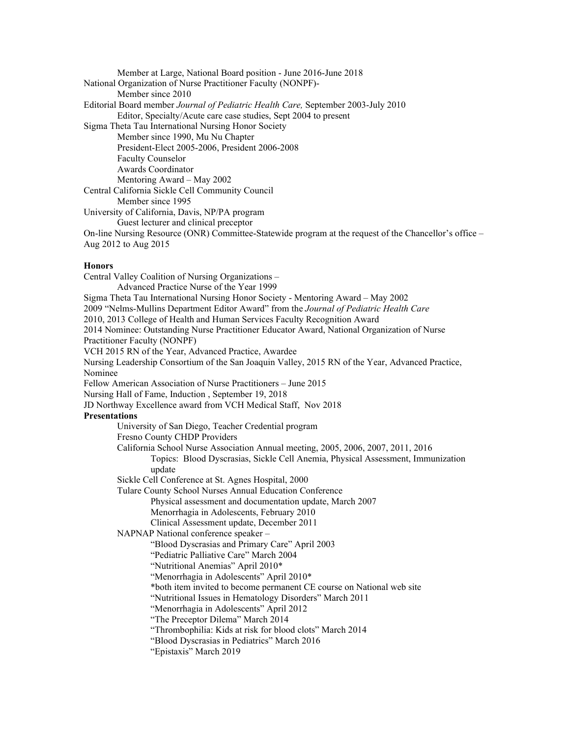Member at Large, National Board position - June 2016-June 2018

National Organization of Nurse Practitioner Faculty (NONPF)-
- Member since 2010

Editorial Board member *Journal of Pediatric Health Care,* September 2003-July 2010
- Editor, Specialty/Acute care case studies, Sept 2004 to present

Sigma Theta Tau International Nursing Honor Society
- Member since 1990, Mu Nu Chapter
- President-Elect 2005-2006, President 2006-2008
- Faculty Counselor
- Awards Coordinator
- Mentoring Award – May 2002

Central California Sickle Cell Community Council
- Member since 1995

University of California, Davis, NP/PA program
- Guest lecturer and clinical preceptor

On-line Nursing Resource (ONR) Committee-Statewide program at the request of the Chancellor's office – Aug 2012 to Aug 2015

**Honors**

Central Valley Coalition of Nursing Organizations –
- Advanced Practice Nurse of the Year 1999

Sigma Theta Tau International Nursing Honor Society - Mentoring Award – May 2002

2009 "Nelms-Mullins Department Editor Award" from the *Journal of Pediatric Health Care*

2010, 2013 College of Health and Human Services Faculty Recognition Award

2014 Nominee: Outstanding Nurse Practitioner Educator Award, National Organization of Nurse Practitioner Faculty (NONPF)

VCH 2015 RN of the Year, Advanced Practice, Awardee

Nursing Leadership Consortium of the San Joaquin Valley, 2015 RN of the Year, Advanced Practice, Nominee

Fellow American Association of Nurse Practitioners – June 2015

Nursing Hall of Fame, Induction , September 19, 2018

JD Northway Excellence award from VCH Medical Staff, Nov 2018

**Presentations**

- University of San Diego, Teacher Credential program
- Fresno County CHDP Providers
- California School Nurse Association Annual meeting, 2005, 2006, 2007, 2011, 2016
  - Topics: Blood Dyscrasias, Sickle Cell Anemia, Physical Assessment, Immunization update
- Sickle Cell Conference at St. Agnes Hospital, 2000
- Tulare County School Nurses Annual Education Conference
  - Physical assessment and documentation update, March 2007
  - Menorrhagia in Adolescents, February 2010
  - Clinical Assessment update, December 2011
- NAPNAP National conference speaker –
  - "Blood Dyscrasias and Primary Care" April 2003
  - "Pediatric Palliative Care" March 2004
  - "Nutritional Anemias" April 2010*
  - "Menorrhagia in Adolescents" April 2010*
  - *both item invited to become permanent CE course on National web site
  - "Nutritional Issues in Hematology Disorders" March 2011
  - "Menorrhagia in Adolescents" April 2012
  - "The Preceptor Dilema" March 2014
  - "Thrombophilia: Kids at risk for blood clots" March 2014
  - "Blood Dyscrasias in Pediatrics" March 2016
  - "Epistaxis" March 2019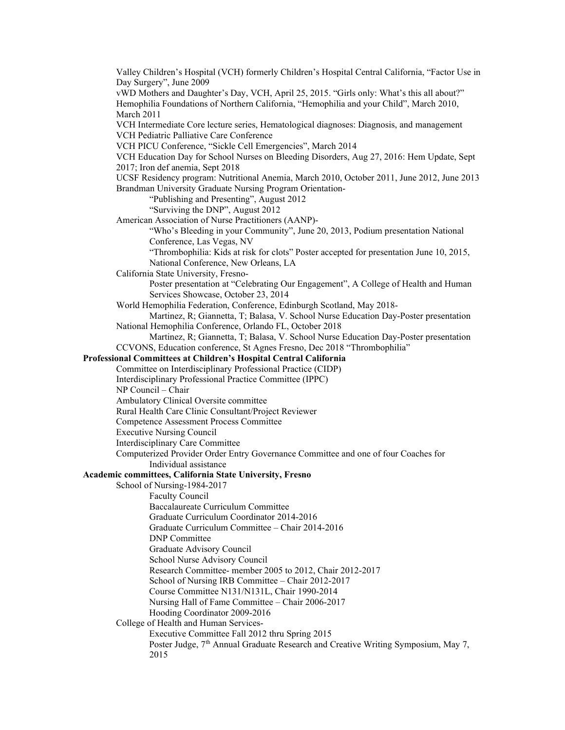Valley Children's Hospital (VCH) formerly Children's Hospital Central California, "Factor Use in Day Surgery", June 2009

vWD Mothers and Daughter's Day, VCH, April 25, 2015. "Girls only: What's this all about?"

Hemophilia Foundations of Northern California, "Hemophilia and your Child", March 2010, March 2011

VCH Intermediate Core lecture series, Hematological diagnoses: Diagnosis, and management

VCH Pediatric Palliative Care Conference

VCH PICU Conference, "Sickle Cell Emergencies", March 2014

VCH Education Day for School Nurses on Bleeding Disorders, Aug 27, 2016: Hem Update, Sept 2017; Iron def anemia, Sept 2018

UCSF Residency program: Nutritional Anemia, March 2010, October 2011, June 2012, June 2013

Brandman University Graduate Nursing Program Orientation-
- "Publishing and Presenting", August 2012
- "Surviving the DNP", August 2012

American Association of Nurse Practitioners (AANP)-
- "Who's Bleeding in your Community", June 20, 2013, Podium presentation National Conference, Las Vegas, NV
- "Thrombophilia: Kids at risk for clots" Poster accepted for presentation June 10, 2015, National Conference, New Orleans, LA

California State University, Fresno-
- Poster presentation at "Celebrating Our Engagement", A College of Health and Human Services Showcase, October 23, 2014

World Hemophilia Federation, Conference, Edinburgh Scotland, May 2018-
- Martinez, R; Giannetta, T; Balasa, V. School Nurse Education Day-Poster presentation

National Hemophilia Conference, Orlando FL, October 2018
- Martinez, R; Giannetta, T; Balasa, V. School Nurse Education Day-Poster presentation

CCVONS, Education conference, St Agnes Fresno, Dec 2018 "Thrombophilia"

**Professional Committees at Children's Hospital Central California**

- Committee on Interdisciplinary Professional Practice (CIDP)
- Interdisciplinary Professional Practice Committee (IPPC)
- NP Council – Chair
- Ambulatory Clinical Oversite committee
- Rural Health Care Clinic Consultant/Project Reviewer
- Competence Assessment Process Committee
- Executive Nursing Council
- Interdisciplinary Care Committee
- Computerized Provider Order Entry Governance Committee and one of four Coaches for Individual assistance

**Academic committees, California State University, Fresno**

School of Nursing-1984-2017
- Faculty Council
- Baccalaureate Curriculum Committee
- Graduate Curriculum Coordinator 2014-2016
- Graduate Curriculum Committee – Chair 2014-2016
- DNP Committee
- Graduate Advisory Council
- School Nurse Advisory Council
- Research Committee- member 2005 to 2012, Chair 2012-2017
- School of Nursing IRB Committee – Chair 2012-2017
- Course Committee N131/N131L, Chair 1990-2014
- Nursing Hall of Fame Committee – Chair 2006-2017
- Hooding Coordinator 2009-2016

College of Health and Human Services-
- Executive Committee Fall 2012 thru Spring 2015
- Poster Judge, 7th Annual Graduate Research and Creative Writing Symposium, May 7, 2015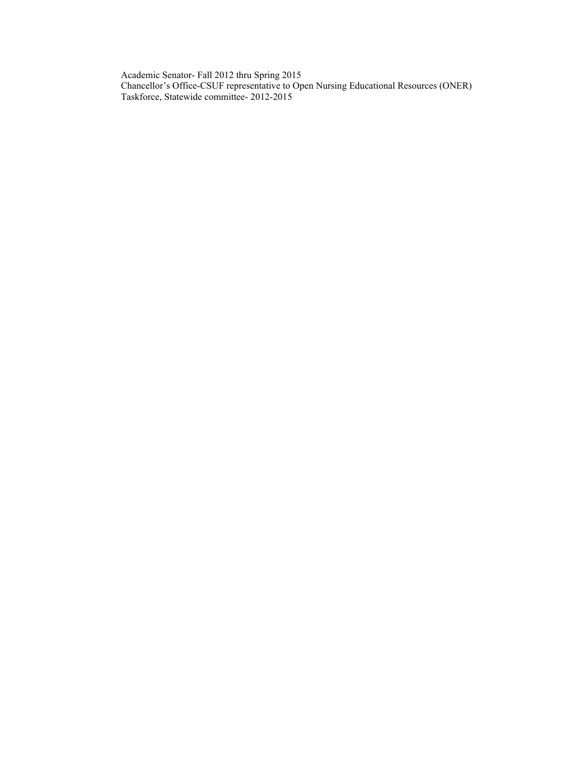Academic Senator- Fall 2012 thru Spring 2015
Chancellor's Office-CSUF representative to Open Nursing Educational Resources (ONER) Taskforce, Statewide committee- 2012-2015